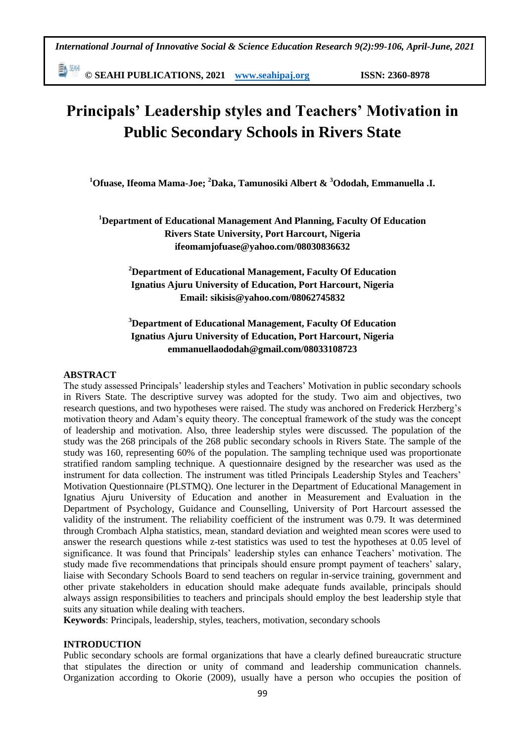# Principals' Leadership styles and Teachers' Motivation in Public Secondary Schools in Rivers State

[1]Ofuase, Ifeoma Mama-Joe; [2]Daka, Tamunosiki Albert & [3]Ododah, Emmanuella .I.

[1]Department of Educational Management And Planning, Faculty Of Education
Rivers State University, Port Harcourt, Nigeria
ifeomamjofuase@yahoo.com/08030836632

[2]Department of Educational Management, Faculty Of Education
Ignatius Ajuru University of Education, Port Harcourt, Nigeria
Email: sikisis@yahoo.com/08062745832

[3]Department of Educational Management, Faculty Of Education
Ignatius Ajuru University of Education, Port Harcourt, Nigeria
emmanuellaododah@gmail.com/08033108723

## ABSTRACT

The study assessed Principals' leadership styles and Teachers' Motivation in public secondary schools in Rivers State. The descriptive survey was adopted for the study. Two aim and objectives, two research questions, and two hypotheses were raised. The study was anchored on Frederick Herzberg's motivation theory and Adam's equity theory. The conceptual framework of the study was the concept of leadership and motivation. Also, three leadership styles were discussed. The population of the study was the 268 principals of the 268 public secondary schools in Rivers State. The sample of the study was 160, representing 60% of the population. The sampling technique used was proportionate stratified random sampling technique. A questionnaire designed by the researcher was used as the instrument for data collection. The instrument was titled Principals Leadership Styles and Teachers' Motivation Questionnaire (PLSTMQ). One lecturer in the Department of Educational Management in Ignatius Ajuru University of Education and another in Measurement and Evaluation in the Department of Psychology, Guidance and Counselling, University of Port Harcourt assessed the validity of the instrument. The reliability coefficient of the instrument was 0.79. It was determined through Crombach Alpha statistics, mean, standard deviation and weighted mean scores were used to answer the research questions while z-test statistics was used to test the hypotheses at 0.05 level of significance. It was found that Principals' leadership styles can enhance Teachers' motivation. The study made five recommendations that principals should ensure prompt payment of teachers' salary, liaise with Secondary Schools Board to send teachers on regular in-service training, government and other private stakeholders in education should make adequate funds available, principals should always assign responsibilities to teachers and principals should employ the best leadership style that suits any situation while dealing with teachers.

**Keywords**: Principals, leadership, styles, teachers, motivation, secondary schools

## INTRODUCTION

Public secondary schools are formal organizations that have a clearly defined bureaucratic structure that stipulates the direction or unity of command and leadership communication channels. Organization according to Okorie (2009), usually have a person who occupies the position of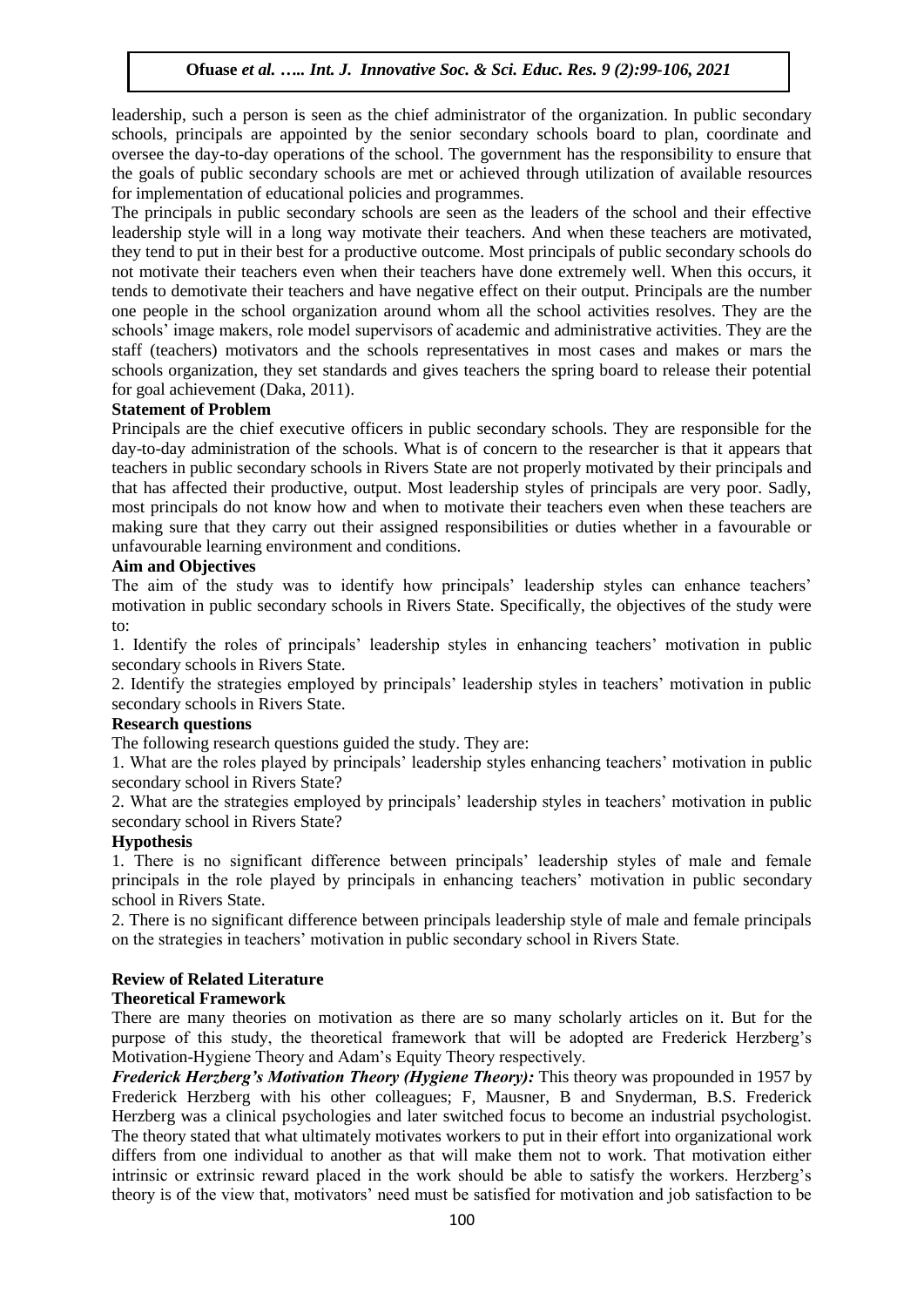leadership, such a person is seen as the chief administrator of the organization. In public secondary schools, principals are appointed by the senior secondary schools board to plan, coordinate and oversee the day-to-day operations of the school. The government has the responsibility to ensure that the goals of public secondary schools are met or achieved through utilization of available resources for implementation of educational policies and programmes.

The principals in public secondary schools are seen as the leaders of the school and their effective leadership style will in a long way motivate their teachers. And when these teachers are motivated, they tend to put in their best for a productive outcome. Most principals of public secondary schools do not motivate their teachers even when their teachers have done extremely well. When this occurs, it tends to demotivate their teachers and have negative effect on their output. Principals are the number one people in the school organization around whom all the school activities resolves. They are the schools' image makers, role model supervisors of academic and administrative activities. They are the staff (teachers) motivators and the schools representatives in most cases and makes or mars the schools organization, they set standards and gives teachers the spring board to release their potential for goal achievement (Daka, 2011).

**Statement of Problem**

Principals are the chief executive officers in public secondary schools. They are responsible for the day-to-day administration of the schools. What is of concern to the researcher is that it appears that teachers in public secondary schools in Rivers State are not properly motivated by their principals and that has affected their productive, output. Most leadership styles of principals are very poor. Sadly, most principals do not know how and when to motivate their teachers even when these teachers are making sure that they carry out their assigned responsibilities or duties whether in a favourable or unfavourable learning environment and conditions.

**Aim and Objectives**

The aim of the study was to identify how principals' leadership styles can enhance teachers' motivation in public secondary schools in Rivers State. Specifically, the objectives of the study were to:

1. Identify the roles of principals' leadership styles in enhancing teachers' motivation in public secondary schools in Rivers State.
2. Identify the strategies employed by principals' leadership styles in teachers' motivation in public secondary schools in Rivers State.

**Research questions**

The following research questions guided the study. They are:

1. What are the roles played by principals' leadership styles enhancing teachers' motivation in public secondary school in Rivers State?
2. What are the strategies employed by principals' leadership styles in teachers' motivation in public secondary school in Rivers State?

**Hypothesis**

1. There is no significant difference between principals' leadership styles of male and female principals in the role played by principals in enhancing teachers' motivation in public secondary school in Rivers State.
2. There is no significant difference between principals leadership style of male and female principals on the strategies in teachers' motivation in public secondary school in Rivers State.

**Review of Related Literature**

**Theoretical Framework**

There are many theories on motivation as there are so many scholarly articles on it. But for the purpose of this study, the theoretical framework that will be adopted are Frederick Herzberg's Motivation-Hygiene Theory and Adam's Equity Theory respectively.

***Frederick Herzberg's Motivation Theory (Hygiene Theory):*** This theory was propounded in 1957 by Frederick Herzberg with his other colleagues; F, Mausner, B and Snyderman, B.S. Frederick Herzberg was a clinical psychologies and later switched focus to become an industrial psychologist. The theory stated that what ultimately motivates workers to put in their effort into organizational work differs from one individual to another as that will make them not to work. That motivation either intrinsic or extrinsic reward placed in the work should be able to satisfy the workers. Herzberg's theory is of the view that, motivators' need must be satisfied for motivation and job satisfaction to be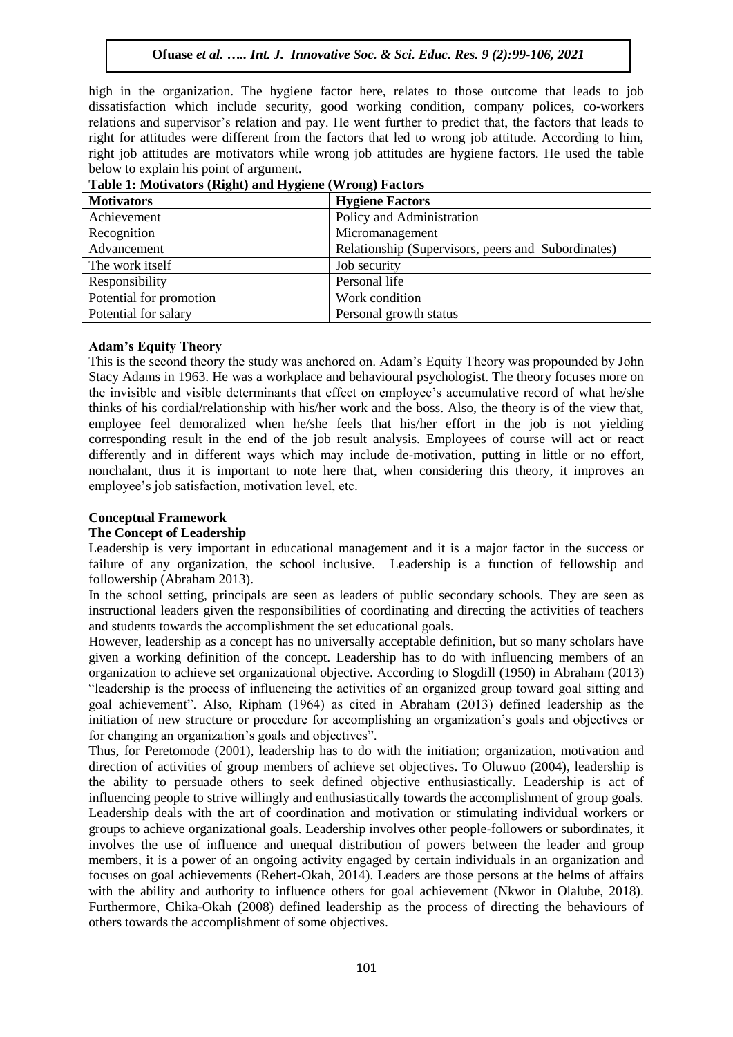high in the organization. The hygiene factor here, relates to those outcome that leads to job dissatisfaction which include security, good working condition, company polices, co-workers relations and supervisor's relation and pay. He went further to predict that, the factors that leads to right for attitudes were different from the factors that led to wrong job attitude. According to him, right job attitudes are motivators while wrong job attitudes are hygiene factors. He used the table below to explain his point of argument.

**Table 1: Motivators (Right) and Hygiene (Wrong) Factors**

| Motivators | Hygiene Factors |
|---|---|
| Achievement | Policy and Administration |
| Recognition | Micromanagement |
| Advancement | Relationship (Supervisors, peers and Subordinates) |
| The work itself | Job security |
| Responsibility | Personal life |
| Potential for promotion | Work condition |
| Potential for salary | Personal growth status |

### Adam's Equity Theory

This is the second theory the study was anchored on. Adam's Equity Theory was propounded by John Stacy Adams in 1963. He was a workplace and behavioural psychologist. The theory focuses more on the invisible and visible determinants that effect on employee's accumulative record of what he/she thinks of his cordial/relationship with his/her work and the boss. Also, the theory is of the view that, employee feel demoralized when he/she feels that his/her effort in the job is not yielding corresponding result in the end of the job result analysis. Employees of course will act or react differently and in different ways which may include de-motivation, putting in little or no effort, nonchalant, thus it is important to note here that, when considering this theory, it improves an employee's job satisfaction, motivation level, etc.

## Conceptual Framework

### The Concept of Leadership

Leadership is very important in educational management and it is a major factor in the success or failure of any organization, the school inclusive. Leadership is a function of fellowship and followership (Abraham 2013).

In the school setting, principals are seen as leaders of public secondary schools. They are seen as instructional leaders given the responsibilities of coordinating and directing the activities of teachers and students towards the accomplishment the set educational goals.

However, leadership as a concept has no universally acceptable definition, but so many scholars have given a working definition of the concept. Leadership has to do with influencing members of an organization to achieve set organizational objective. According to Slogdill (1950) in Abraham (2013) "leadership is the process of influencing the activities of an organized group toward goal sitting and goal achievement". Also, Ripham (1964) as cited in Abraham (2013) defined leadership as the initiation of new structure or procedure for accomplishing an organization's goals and objectives or for changing an organization's goals and objectives".

Thus, for Peretomode (2001), leadership has to do with the initiation; organization, motivation and direction of activities of group members of achieve set objectives. To Oluwuo (2004), leadership is the ability to persuade others to seek defined objective enthusiastically. Leadership is act of influencing people to strive willingly and enthusiastically towards the accomplishment of group goals. Leadership deals with the art of coordination and motivation or stimulating individual workers or groups to achieve organizational goals. Leadership involves other people-followers or subordinates, it involves the use of influence and unequal distribution of powers between the leader and group members, it is a power of an ongoing activity engaged by certain individuals in an organization and focuses on goal achievements (Rehert-Okah, 2014). Leaders are those persons at the helms of affairs with the ability and authority to influence others for goal achievement (Nkwor in Olalube, 2018). Furthermore, Chika-Okah (2008) defined leadership as the process of directing the behaviours of others towards the accomplishment of some objectives.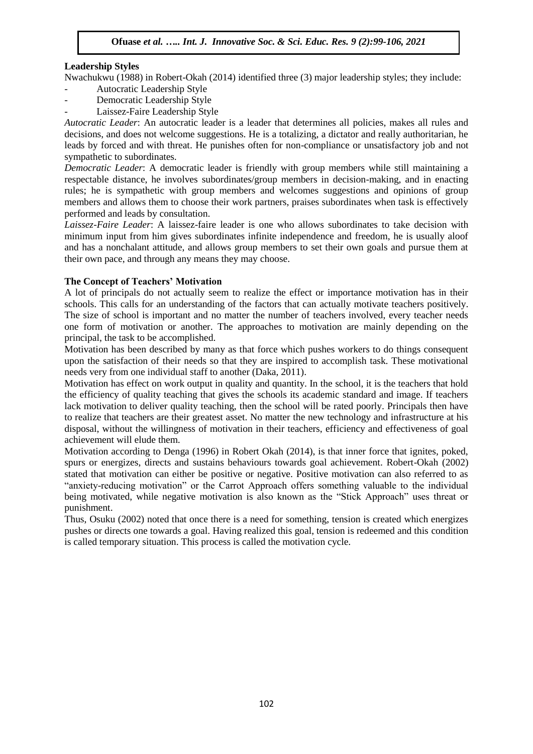**Leadership Styles**

Nwachukwu (1988) in Robert-Okah (2014) identified three (3) major leadership styles; they include:

- Autocratic Leadership Style
- Democratic Leadership Style
- Laissez-Faire Leadership Style

*Autocratic Leader*: An autocratic leader is a leader that determines all policies, makes all rules and decisions, and does not welcome suggestions. He is a totalizing, a dictator and really authoritarian, he leads by forced and with threat. He punishes often for non-compliance or unsatisfactory job and not sympathetic to subordinates.

*Democratic Leader*: A democratic leader is friendly with group members while still maintaining a respectable distance, he involves subordinates/group members in decision-making, and in enacting rules; he is sympathetic with group members and welcomes suggestions and opinions of group members and allows them to choose their work partners, praises subordinates when task is effectively performed and leads by consultation.

*Laissez-Faire Leader*: A laissez-faire leader is one who allows subordinates to take decision with minimum input from him gives subordinates infinite independence and freedom, he is usually aloof and has a nonchalant attitude, and allows group members to set their own goals and pursue them at their own pace, and through any means they may choose.

**The Concept of Teachers' Motivation**

A lot of principals do not actually seem to realize the effect or importance motivation has in their schools. This calls for an understanding of the factors that can actually motivate teachers positively. The size of school is important and no matter the number of teachers involved, every teacher needs one form of motivation or another. The approaches to motivation are mainly depending on the principal, the task to be accomplished.

Motivation has been described by many as that force which pushes workers to do things consequent upon the satisfaction of their needs so that they are inspired to accomplish task. These motivational needs very from one individual staff to another (Daka, 2011).

Motivation has effect on work output in quality and quantity. In the school, it is the teachers that hold the efficiency of quality teaching that gives the schools its academic standard and image. If teachers lack motivation to deliver quality teaching, then the school will be rated poorly. Principals then have to realize that teachers are their greatest asset. No matter the new technology and infrastructure at his disposal, without the willingness of motivation in their teachers, efficiency and effectiveness of goal achievement will elude them.

Motivation according to Denga (1996) in Robert Okah (2014), is that inner force that ignites, poked, spurs or energizes, directs and sustains behaviours towards goal achievement. Robert-Okah (2002) stated that motivation can either be positive or negative. Positive motivation can also referred to as "anxiety-reducing motivation" or the Carrot Approach offers something valuable to the individual being motivated, while negative motivation is also known as the "Stick Approach" uses threat or punishment.

Thus, Osuku (2002) noted that once there is a need for something, tension is created which energizes pushes or directs one towards a goal. Having realized this goal, tension is redeemed and this condition is called temporary situation. This process is called the motivation cycle.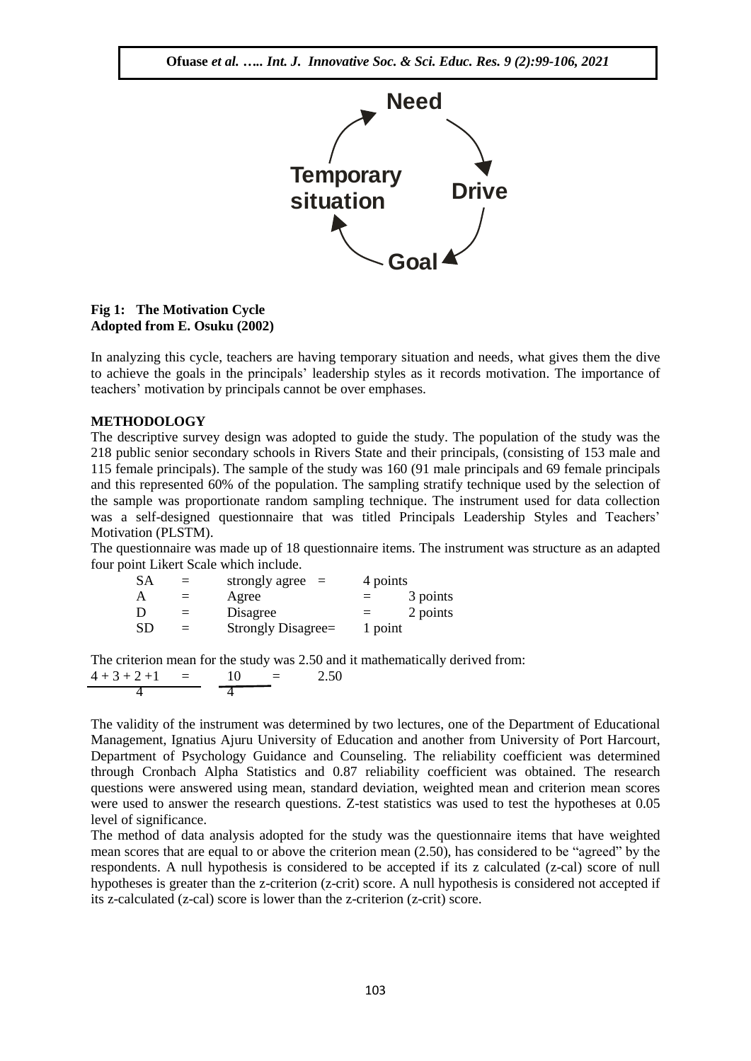Need

Drive

Goal

Temporary situation

**Fig 1: The Motivation Cycle**
**Adopted from E. Osuku (2002)**

In analyzing this cycle, teachers are having temporary situation and needs, what gives them the dive to achieve the goals in the principals' leadership styles as it records motivation. The importance of teachers' motivation by principals cannot be over emphases.

## METHODOLOGY

The descriptive survey design was adopted to guide the study. The population of the study was the 218 public senior secondary schools in Rivers State and their principals, (consisting of 153 male and 115 female principals). The sample of the study was 160 (91 male principals and 69 female principals and this represented 60% of the population. The sampling stratify technique used by the selection of the sample was proportionate random sampling technique. The instrument used for data collection was a self-designed questionnaire that was titled Principals Leadership Styles and Teachers' Motivation (PLSTM).

The questionnaire was made up of 18 questionnaire items. The instrument was structure as an adapted four point Likert Scale which include.

SA = strongly agree = 4 points
A = Agree = 3 points
D = Disagree = 2 points
SD = Strongly Disagree= 1 point

The criterion mean for the study was 2.50 and it mathematically derived from:

$$\frac{4 + 3 + 2 + 1}{4} = \frac{10}{4} = 2.50$$

The validity of the instrument was determined by two lectures, one of the Department of Educational Management, Ignatius Ajuru University of Education and another from University of Port Harcourt, Department of Psychology Guidance and Counseling. The reliability coefficient was determined through Cronbach Alpha Statistics and 0.87 reliability coefficient was obtained. The research questions were answered using mean, standard deviation, weighted mean and criterion mean scores were used to answer the research questions. Z-test statistics was used to test the hypotheses at 0.05 level of significance.

The method of data analysis adopted for the study was the questionnaire items that have weighted mean scores that are equal to or above the criterion mean (2.50), has considered to be "agreed" by the respondents. A null hypothesis is considered to be accepted if its z calculated (z-cal) score of null hypotheses is greater than the z-criterion (z-crit) score. A null hypothesis is considered not accepted if its z-calculated (z-cal) score is lower than the z-criterion (z-crit) score.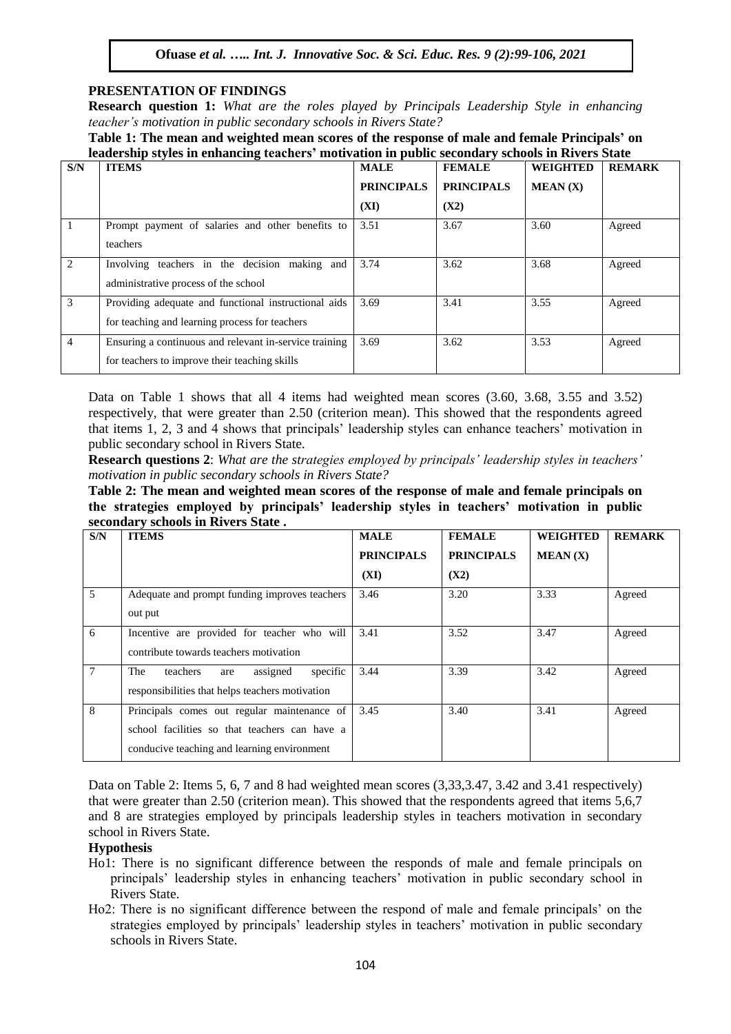## PRESENTATION OF FINDINGS

**Research question 1:** *What are the roles played by Principals Leadership Style in enhancing teacher's motivation in public secondary schools in Rivers State?*

**Table 1: The mean and weighted mean scores of the response of male and female Principals' on leadership styles in enhancing teachers' motivation in public secondary schools in Rivers State**

| S/N | ITEMS | MALE PRINCIPALS (XI) | FEMALE PRINCIPALS (X2) | WEIGHTED MEAN (X) | REMARK |
|---|---|---|---|---|---|
| 1 | Prompt payment of salaries and other benefits to teachers | 3.51 | 3.67 | 3.60 | Agreed |
| 2 | Involving teachers in the decision making and administrative process of the school | 3.74 | 3.62 | 3.68 | Agreed |
| 3 | Providing adequate and functional instructional aids for teaching and learning process for teachers | 3.69 | 3.41 | 3.55 | Agreed |
| 4 | Ensuring a continuous and relevant in-service training for teachers to improve their teaching skills | 3.69 | 3.62 | 3.53 | Agreed |

Data on Table 1 shows that all 4 items had weighted mean scores (3.60, 3.68, 3.55 and 3.52) respectively, that were greater than 2.50 (criterion mean). This showed that the respondents agreed that items 1, 2, 3 and 4 shows that principals' leadership styles can enhance teachers' motivation in public secondary school in Rivers State.

**Research questions 2**: *What are the strategies employed by principals' leadership styles in teachers' motivation in public secondary schools in Rivers State?*

**Table 2: The mean and weighted mean scores of the response of male and female principals on the strategies employed by principals' leadership styles in teachers' motivation in public secondary schools in Rivers State .**

| S/N | ITEMS | MALE PRINCIPALS (XI) | FEMALE PRINCIPALS (X2) | WEIGHTED MEAN (X) | REMARK |
|---|---|---|---|---|---|
| 5 | Adequate and prompt funding improves teachers out put | 3.46 | 3.20 | 3.33 | Agreed |
| 6 | Incentive are provided for teacher who will contribute towards teachers motivation | 3.41 | 3.52 | 3.47 | Agreed |
| 7 | The teachers are assigned specific responsibilities that helps teachers motivation | 3.44 | 3.39 | 3.42 | Agreed |
| 8 | Principals comes out regular maintenance of school facilities so that teachers can have a conducive teaching and learning environment | 3.45 | 3.40 | 3.41 | Agreed |

Data on Table 2: Items 5, 6, 7 and 8 had weighted mean scores (3,33,3.47, 3.42 and 3.41 respectively) that were greater than 2.50 (criterion mean). This showed that the respondents agreed that items 5,6,7 and 8 are strategies employed by principals leadership styles in teachers motivation in secondary school in Rivers State.

**Hypothesis**

Ho1: There is no significant difference between the responds of male and female principals on principals' leadership styles in enhancing teachers' motivation in public secondary school in Rivers State.

Ho2: There is no significant difference between the respond of male and female principals' on the strategies employed by principals' leadership styles in teachers' motivation in public secondary schools in Rivers State.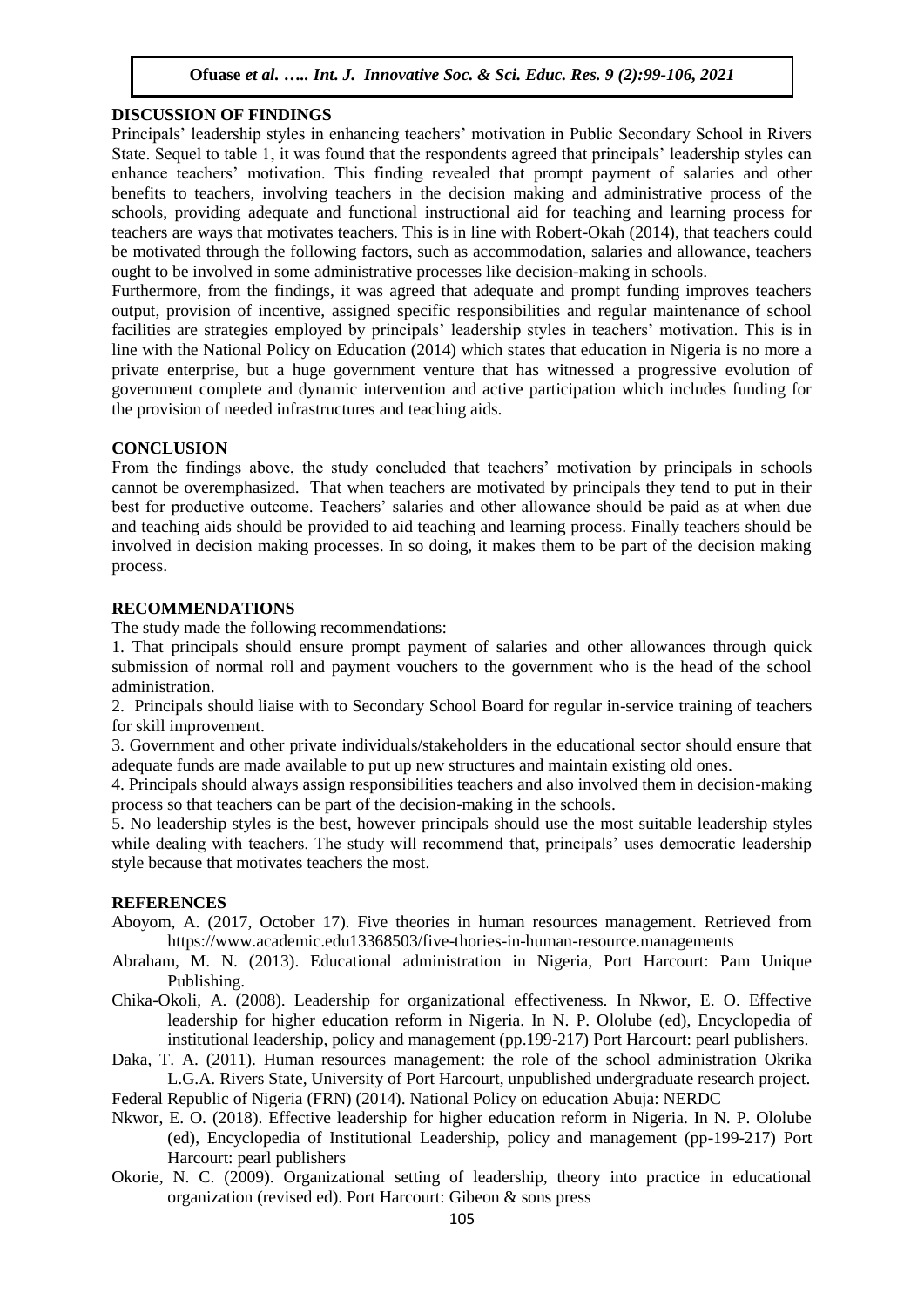## DISCUSSION OF FINDINGS

Principals' leadership styles in enhancing teachers' motivation in Public Secondary School in Rivers State. Sequel to table 1, it was found that the respondents agreed that principals' leadership styles can enhance teachers' motivation. This finding revealed that prompt payment of salaries and other benefits to teachers, involving teachers in the decision making and administrative process of the schools, providing adequate and functional instructional aid for teaching and learning process for teachers are ways that motivates teachers. This is in line with Robert-Okah (2014), that teachers could be motivated through the following factors, such as accommodation, salaries and allowance, teachers ought to be involved in some administrative processes like decision-making in schools.

Furthermore, from the findings, it was agreed that adequate and prompt funding improves teachers output, provision of incentive, assigned specific responsibilities and regular maintenance of school facilities are strategies employed by principals' leadership styles in teachers' motivation. This is in line with the National Policy on Education (2014) which states that education in Nigeria is no more a private enterprise, but a huge government venture that has witnessed a progressive evolution of government complete and dynamic intervention and active participation which includes funding for the provision of needed infrastructures and teaching aids.

## CONCLUSION

From the findings above, the study concluded that teachers' motivation by principals in schools cannot be overemphasized. That when teachers are motivated by principals they tend to put in their best for productive outcome. Teachers' salaries and other allowance should be paid as at when due and teaching aids should be provided to aid teaching and learning process. Finally teachers should be involved in decision making processes. In so doing, it makes them to be part of the decision making process.

## RECOMMENDATIONS

The study made the following recommendations:

1. That principals should ensure prompt payment of salaries and other allowances through quick submission of normal roll and payment vouchers to the government who is the head of the school administration.
2. Principals should liaise with to Secondary School Board for regular in-service training of teachers for skill improvement.
3. Government and other private individuals/stakeholders in the educational sector should ensure that adequate funds are made available to put up new structures and maintain existing old ones.
4. Principals should always assign responsibilities teachers and also involved them in decision-making process so that teachers can be part of the decision-making in the schools.
5. No leadership styles is the best, however principals should use the most suitable leadership styles while dealing with teachers. The study will recommend that, principals' uses democratic leadership style because that motivates teachers the most.

## REFERENCES

Aboyom, A. (2017, October 17). Five theories in human resources management. Retrieved from https://www.academic.edu13368503/five-thories-in-human-resource.managements

Abraham, M. N. (2013). Educational administration in Nigeria, Port Harcourt: Pam Unique Publishing.

Chika-Okoli, A. (2008). Leadership for organizational effectiveness. In Nkwor, E. O. Effective leadership for higher education reform in Nigeria. In N. P. Ololube (ed), Encyclopedia of institutional leadership, policy and management (pp.199-217) Port Harcourt: pearl publishers.

Daka, T. A. (2011). Human resources management: the role of the school administration Okrika L.G.A. Rivers State, University of Port Harcourt, unpublished undergraduate research project.

Federal Republic of Nigeria (FRN) (2014). National Policy on education Abuja: NERDC

Nkwor, E. O. (2018). Effective leadership for higher education reform in Nigeria. In N. P. Ololube (ed), Encyclopedia of Institutional Leadership, policy and management (pp-199-217) Port Harcourt: pearl publishers

Okorie, N. C. (2009). Organizational setting of leadership, theory into practice in educational organization (revised ed). Port Harcourt: Gibeon & sons press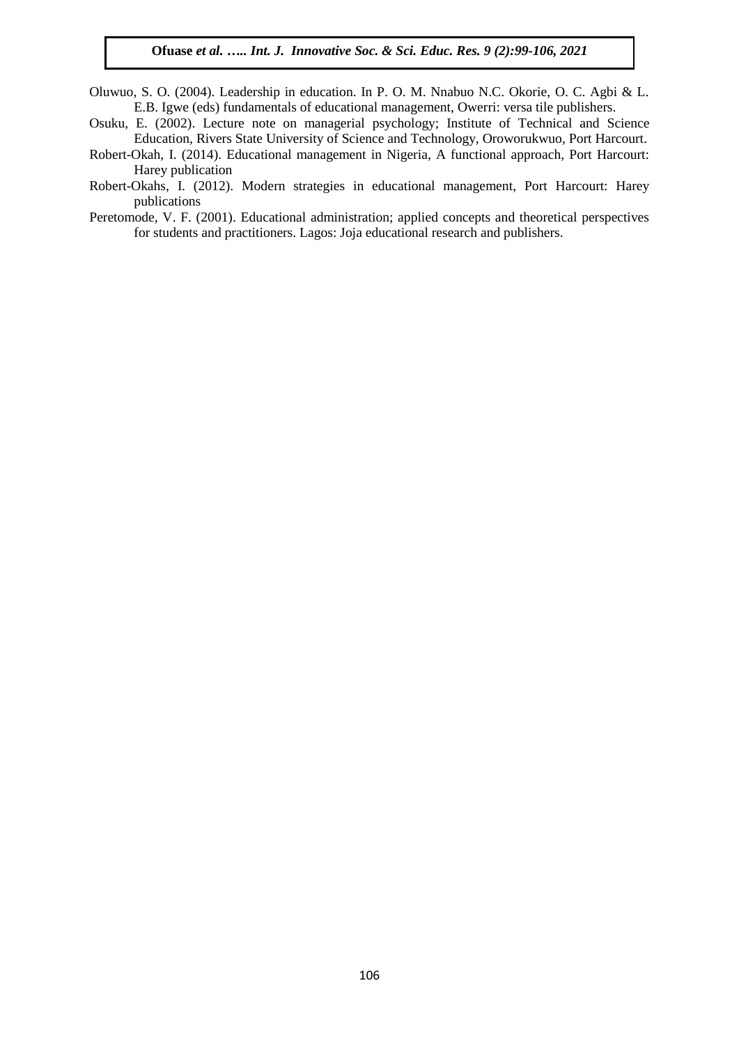Oluwuo, S. O. (2004). Leadership in education. In P. O. M. Nnabuo N.C. Okorie, O. C. Agbi & L. E.B. Igwe (eds) fundamentals of educational management, Owerri: versa tile publishers.

Osuku, E. (2002). Lecture note on managerial psychology; Institute of Technical and Science Education, Rivers State University of Science and Technology, Oroworukwuo, Port Harcourt.

Robert-Okah, I. (2014). Educational management in Nigeria, A functional approach, Port Harcourt: Harey publication

Robert-Okahs, I. (2012). Modern strategies in educational management, Port Harcourt: Harey publications

Peretomode, V. F. (2001). Educational administration; applied concepts and theoretical perspectives for students and practitioners. Lagos: Joja educational research and publishers.